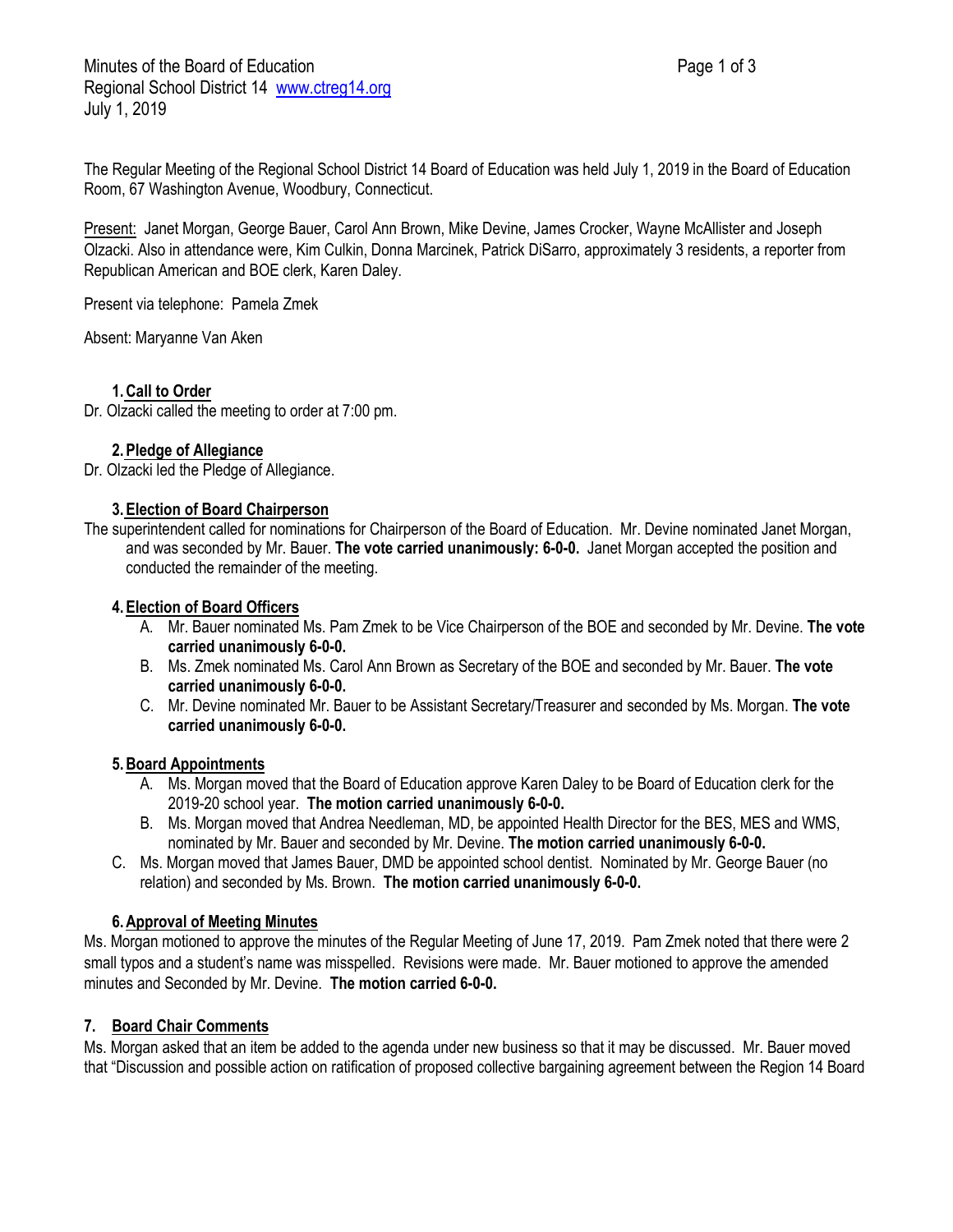Minutes of the Board of Education
Regional School District 14 www.ctreg14.org
July 1, 2019

The Regular Meeting of the Regional School District 14 Board of Education was held July 1, 2019 in the Board of Education Room, 67 Washington Avenue, Woodbury, Connecticut.

Present: Janet Morgan, George Bauer, Carol Ann Brown, Mike Devine, James Crocker, Wayne McAllister and Joseph Olzacki. Also in attendance were, Kim Culkin, Donna Marcinek, Patrick DiSarro, approximately 3 residents, a reporter from Republican American and BOE clerk, Karen Daley.

Present via telephone: Pamela Zmek

Absent: Maryanne Van Aken

## 1. Call to Order

Dr. Olzacki called the meeting to order at 7:00 pm.

## 2. Pledge of Allegiance

Dr. Olzacki led the Pledge of Allegiance.

## 3. Election of Board Chairperson

The superintendent called for nominations for Chairperson of the Board of Education. Mr. Devine nominated Janet Morgan, and was seconded by Mr. Bauer. **The vote carried unanimously: 6-0-0.** Janet Morgan accepted the position and conducted the remainder of the meeting.

## 4. Election of Board Officers

A. Mr. Bauer nominated Ms. Pam Zmek to be Vice Chairperson of the BOE and seconded by Mr. Devine. **The vote carried unanimously 6-0-0.**

B. Ms. Zmek nominated Ms. Carol Ann Brown as Secretary of the BOE and seconded by Mr. Bauer. **The vote carried unanimously 6-0-0.**

C. Mr. Devine nominated Mr. Bauer to be Assistant Secretary/Treasurer and seconded by Ms. Morgan. **The vote carried unanimously 6-0-0.**

## 5. Board Appointments

A. Ms. Morgan moved that the Board of Education approve Karen Daley to be Board of Education clerk for the 2019-20 school year. **The motion carried unanimously 6-0-0.**

B. Ms. Morgan moved that Andrea Needleman, MD, be appointed Health Director for the BES, MES and WMS, nominated by Mr. Bauer and seconded by Mr. Devine. **The motion carried unanimously 6-0-0.**

C. Ms. Morgan moved that James Bauer, DMD be appointed school dentist. Nominated by Mr. George Bauer (no relation) and seconded by Ms. Brown. **The motion carried unanimously 6-0-0.**

## 6. Approval of Meeting Minutes

Ms. Morgan motioned to approve the minutes of the Regular Meeting of June 17, 2019. Pam Zmek noted that there were 2 small typos and a student's name was misspelled. Revisions were made. Mr. Bauer motioned to approve the amended minutes and Seconded by Mr. Devine. **The motion carried 6-0-0.**

## 7. Board Chair Comments

Ms. Morgan asked that an item be added to the agenda under new business so that it may be discussed. Mr. Bauer moved that "Discussion and possible action on ratification of proposed collective bargaining agreement between the Region 14 Board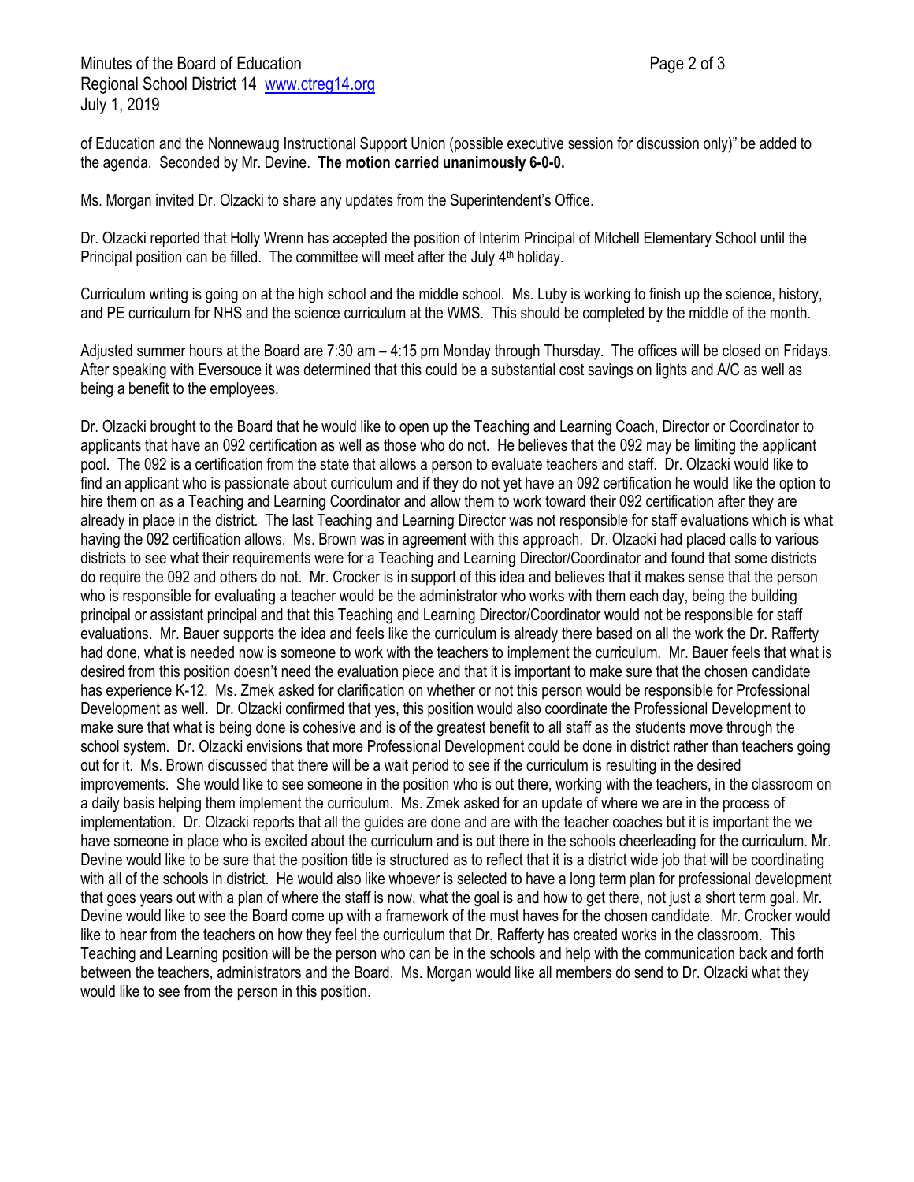of Education and the Nonnewaug Instructional Support Union (possible executive session for discussion only)" be added to the agenda. Seconded by Mr. Devine. **The motion carried unanimously 6-0-0.**

Ms. Morgan invited Dr. Olzacki to share any updates from the Superintendent's Office.

Dr. Olzacki reported that Holly Wrenn has accepted the position of Interim Principal of Mitchell Elementary School until the Principal position can be filled. The committee will meet after the July 4th holiday.

Curriculum writing is going on at the high school and the middle school. Ms. Luby is working to finish up the science, history, and PE curriculum for NHS and the science curriculum at the WMS. This should be completed by the middle of the month.

Adjusted summer hours at the Board are 7:30 am – 4:15 pm Monday through Thursday. The offices will be closed on Fridays. After speaking with Eversouce it was determined that this could be a substantial cost savings on lights and A/C as well as being a benefit to the employees.

Dr. Olzacki brought to the Board that he would like to open up the Teaching and Learning Coach, Director or Coordinator to applicants that have an 092 certification as well as those who do not. He believes that the 092 may be limiting the applicant pool. The 092 is a certification from the state that allows a person to evaluate teachers and staff. Dr. Olzacki would like to find an applicant who is passionate about curriculum and if they do not yet have an 092 certification he would like the option to hire them on as a Teaching and Learning Coordinator and allow them to work toward their 092 certification after they are already in place in the district. The last Teaching and Learning Director was not responsible for staff evaluations which is what having the 092 certification allows. Ms. Brown was in agreement with this approach. Dr. Olzacki had placed calls to various districts to see what their requirements were for a Teaching and Learning Director/Coordinator and found that some districts do require the 092 and others do not. Mr. Crocker is in support of this idea and believes that it makes sense that the person who is responsible for evaluating a teacher would be the administrator who works with them each day, being the building principal or assistant principal and that this Teaching and Learning Director/Coordinator would not be responsible for staff evaluations. Mr. Bauer supports the idea and feels like the curriculum is already there based on all the work the Dr. Rafferty had done, what is needed now is someone to work with the teachers to implement the curriculum. Mr. Bauer feels that what is desired from this position doesn't need the evaluation piece and that it is important to make sure that the chosen candidate has experience K-12. Ms. Zmek asked for clarification on whether or not this person would be responsible for Professional Development as well. Dr. Olzacki confirmed that yes, this position would also coordinate the Professional Development to make sure that what is being done is cohesive and is of the greatest benefit to all staff as the students move through the school system. Dr. Olzacki envisions that more Professional Development could be done in district rather than teachers going out for it. Ms. Brown discussed that there will be a wait period to see if the curriculum is resulting in the desired improvements. She would like to see someone in the position who is out there, working with the teachers, in the classroom on a daily basis helping them implement the curriculum. Ms. Zmek asked for an update of where we are in the process of implementation. Dr. Olzacki reports that all the guides are done and are with the teacher coaches but it is important the we have someone in place who is excited about the curriculum and is out there in the schools cheerleading for the curriculum. Mr. Devine would like to be sure that the position title is structured as to reflect that it is a district wide job that will be coordinating with all of the schools in district. He would also like whoever is selected to have a long term plan for professional development that goes years out with a plan of where the staff is now, what the goal is and how to get there, not just a short term goal. Mr. Devine would like to see the Board come up with a framework of the must haves for the chosen candidate. Mr. Crocker would like to hear from the teachers on how they feel the curriculum that Dr. Rafferty has created works in the classroom. This Teaching and Learning position will be the person who can be in the schools and help with the communication back and forth between the teachers, administrators and the Board. Ms. Morgan would like all members do send to Dr. Olzacki what they would like to see from the person in this position.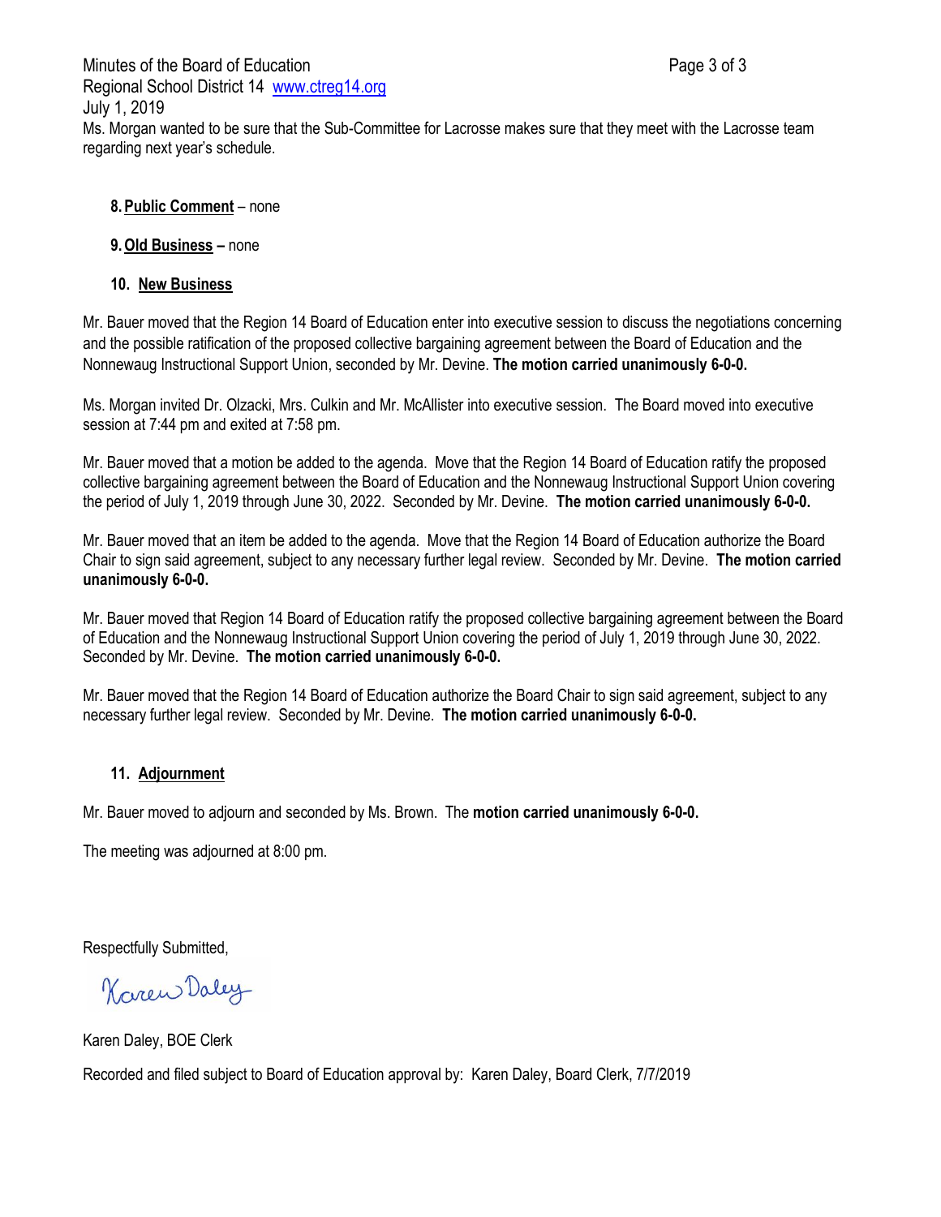Ms. Morgan wanted to be sure that the Sub-Committee for Lacrosse makes sure that they meet with the Lacrosse team regarding next year's schedule.

8. **Public Comment** – none

9. **Old Business –** none

10. **New Business**

Mr. Bauer moved that the Region 14 Board of Education enter into executive session to discuss the negotiations concerning and the possible ratification of the proposed collective bargaining agreement between the Board of Education and the Nonnewaug Instructional Support Union, seconded by Mr. Devine. **The motion carried unanimously 6-0-0.**

Ms. Morgan invited Dr. Olzacki, Mrs. Culkin and Mr. McAllister into executive session. The Board moved into executive session at 7:44 pm and exited at 7:58 pm.

Mr. Bauer moved that a motion be added to the agenda. Move that the Region 14 Board of Education ratify the proposed collective bargaining agreement between the Board of Education and the Nonnewaug Instructional Support Union covering the period of July 1, 2019 through June 30, 2022. Seconded by Mr. Devine. **The motion carried unanimously 6-0-0.**

Mr. Bauer moved that an item be added to the agenda. Move that the Region 14 Board of Education authorize the Board Chair to sign said agreement, subject to any necessary further legal review. Seconded by Mr. Devine. **The motion carried unanimously 6-0-0.**

Mr. Bauer moved that Region 14 Board of Education ratify the proposed collective bargaining agreement between the Board of Education and the Nonnewaug Instructional Support Union covering the period of July 1, 2019 through June 30, 2022. Seconded by Mr. Devine. **The motion carried unanimously 6-0-0.**

Mr. Bauer moved that the Region 14 Board of Education authorize the Board Chair to sign said agreement, subject to any necessary further legal review. Seconded by Mr. Devine. **The motion carried unanimously 6-0-0.**

11. **Adjournment**

Mr. Bauer moved to adjourn and seconded by Ms. Brown. The **motion carried unanimously 6-0-0.**

The meeting was adjourned at 8:00 pm.

Respectfully Submitted,

Karen Daley

Karen Daley, BOE Clerk

Recorded and filed subject to Board of Education approval by: Karen Daley, Board Clerk, 7/7/2019